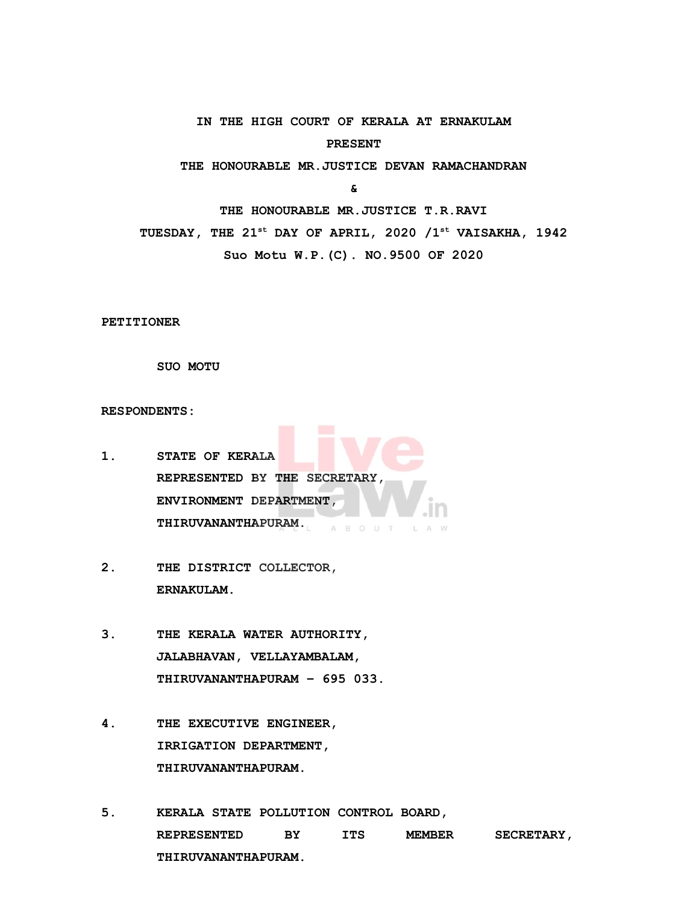**IN THE HIGH COURT OF KERALA AT ERNAKULAM**

**PRESENT**

**THE HONOURABLE MR.JUSTICE DEVAN RAMACHANDRAN**

**&**

**THE HONOURABLE MR.JUSTICE T.R.RAVI**

**TUESDAY, THE 21st DAY OF APRIL, 2020 /1st VAISAKHA, 1942**

**Suo Motu W.P.(C). NO.9500 OF 2020**

**PETITIONER**

SUO MOTU

**RESPONDENTS:**

1. STATE OF KERALA
   REPRESENTED BY THE SECRETARY,
   ENVIRONMENT DEPARTMENT,
   THIRUVANANTHAPURAM.

2. THE DISTRICT COLLECTOR,
   ERNAKULAM.

3. THE KERALA WATER AUTHORITY,
   JALABHAVAN, VELLAYAMBALAM,
   THIRUVANANTHAPURAM - 695 033.

4. THE EXECUTIVE ENGINEER,
   IRRIGATION DEPARTMENT,
   THIRUVANANTHAPURAM.

5. KERALA STATE POLLUTION CONTROL BOARD,
   REPRESENTED BY ITS MEMBER SECRETARY,
   THIRUVANANTHAPURAM.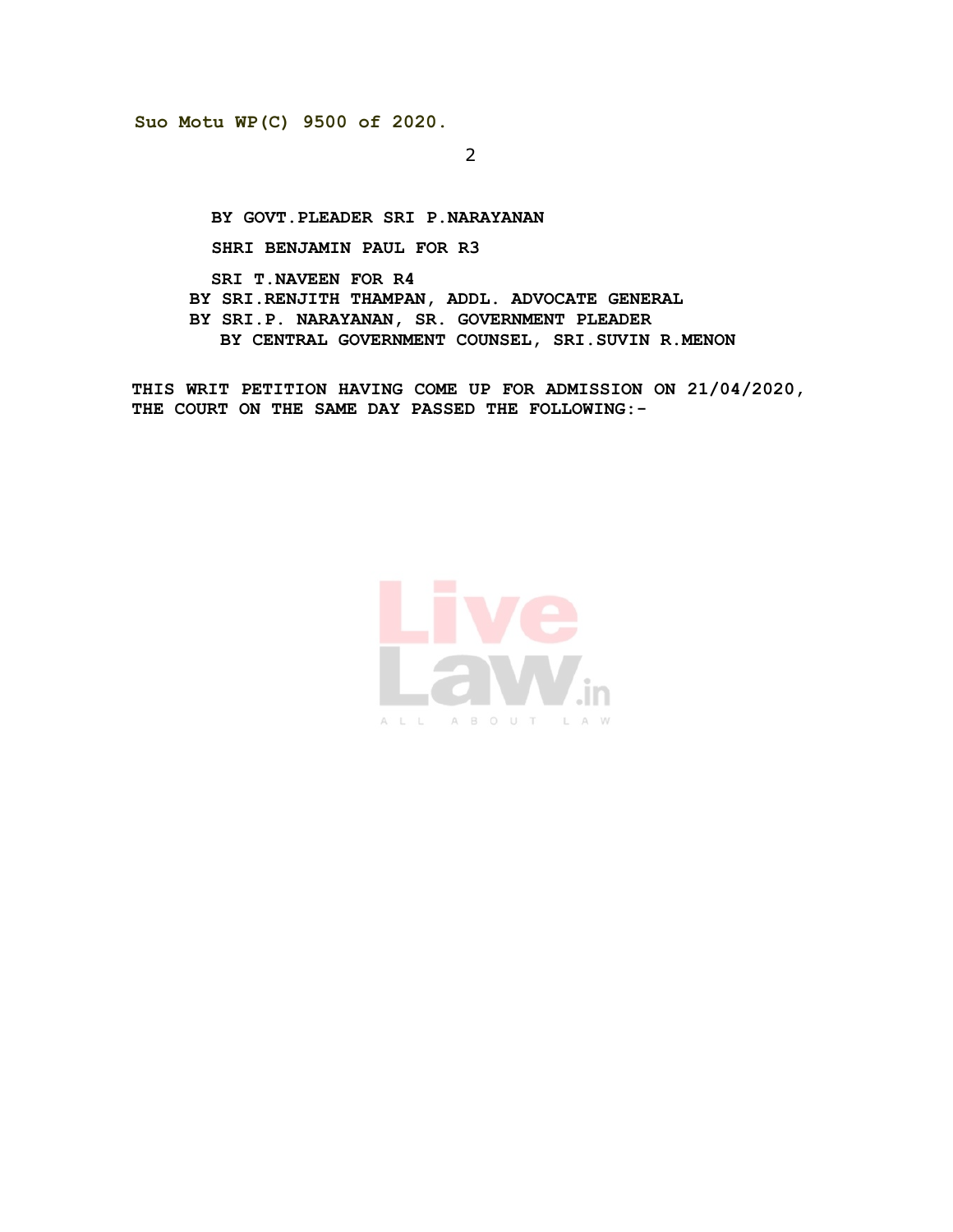**BY GOVT.PLEADER SRI P.NARAYANAN**

**SHRI BENJAMIN PAUL FOR R3**

**SRI T.NAVEEN FOR R4**

**BY SRI.RENJITH THAMPAN, ADDL. ADVOCATE GENERAL**

**BY SRI.P. NARAYANAN, SR. GOVERNMENT PLEADER**

**BY CENTRAL GOVERNMENT COUNSEL, SRI.SUVIN R.MENON**

**THIS WRIT PETITION HAVING COME UP FOR ADMISSION ON 21/04/2020, THE COURT ON THE SAME DAY PASSED THE FOLLOWING:-**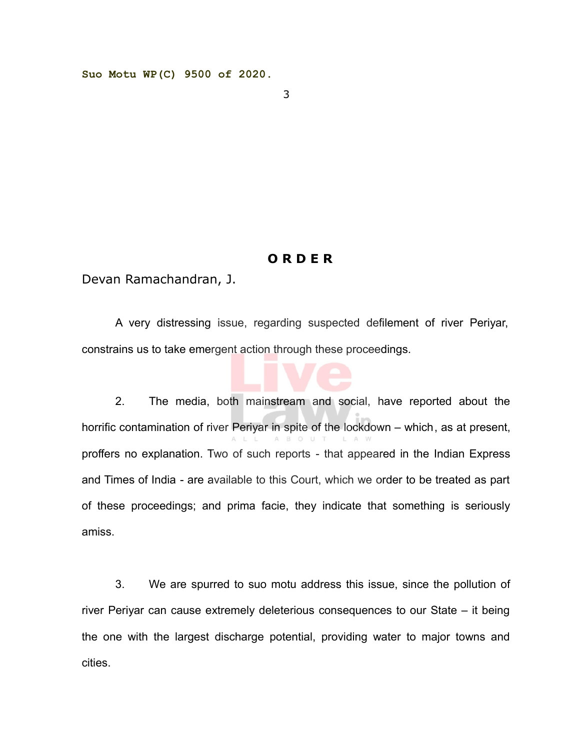## O R D E R

Devan Ramachandran, J.

A very distressing issue, regarding suspected defilement of river Periyar, constrains us to take emergent action through these proceedings.

2. The media, both mainstream and social, have reported about the horrific contamination of river Periyar in spite of the lockdown – which, as at present, proffers no explanation. Two of such reports - that appeared in the Indian Express and Times of India - are available to this Court, which we order to be treated as part of these proceedings; and prima facie, they indicate that something is seriously amiss.

3. We are spurred to suo motu address this issue, since the pollution of river Periyar can cause extremely deleterious consequences to our State – it being the one with the largest discharge potential, providing water to major towns and cities.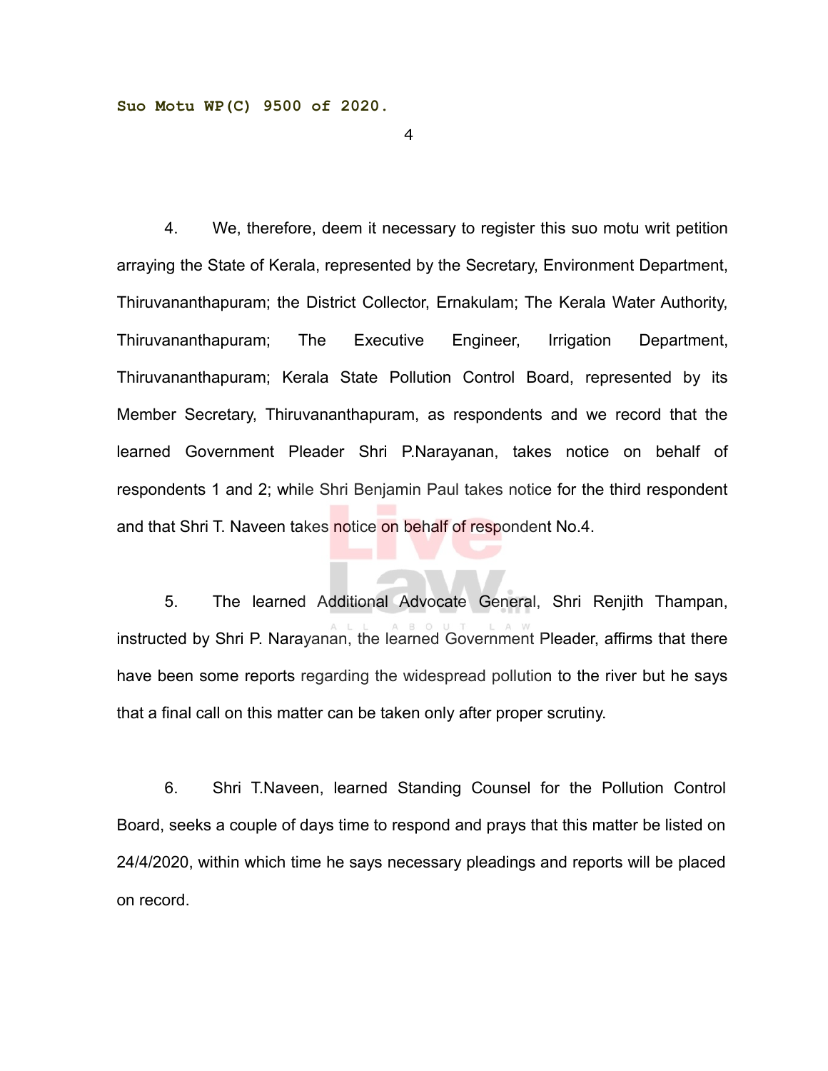4. We, therefore, deem it necessary to register this suo motu writ petition arraying the State of Kerala, represented by the Secretary, Environment Department, Thiruvananthapuram; the District Collector, Ernakulam; The Kerala Water Authority, Thiruvananthapuram; The Executive Engineer, Irrigation Department, Thiruvananthapuram; Kerala State Pollution Control Board, represented by its Member Secretary, Thiruvananthapuram, as respondents and we record that the learned Government Pleader Shri P.Narayanan, takes notice on behalf of respondents 1 and 2; while Shri Benjamin Paul takes notice for the third respondent and that Shri T. Naveen takes notice on behalf of respondent No.4.

5. The learned Additional Advocate General, Shri Renjith Thampan, instructed by Shri P. Narayanan, the learned Government Pleader, affirms that there have been some reports regarding the widespread pollution to the river but he says that a final call on this matter can be taken only after proper scrutiny.

6. Shri T.Naveen, learned Standing Counsel for the Pollution Control Board, seeks a couple of days time to respond and prays that this matter be listed on 24/4/2020, within which time he says necessary pleadings and reports will be placed on record.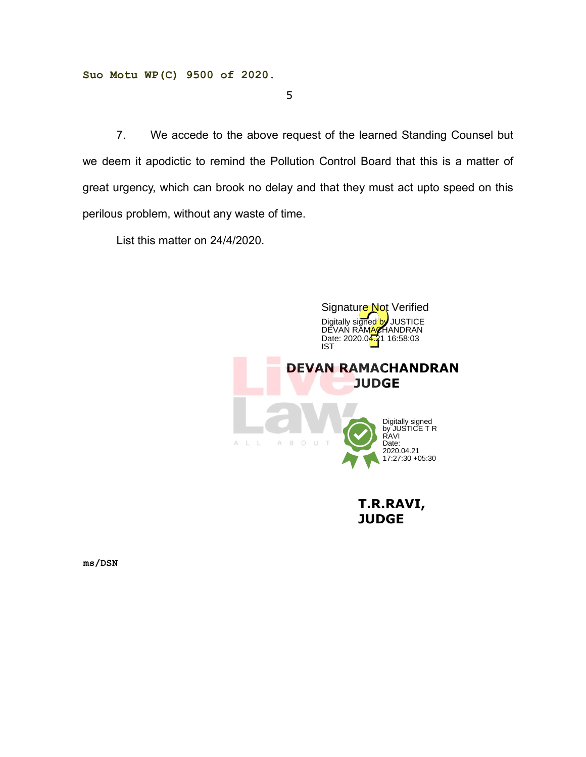7. We accede to the above request of the learned Standing Counsel but we deem it apodictic to remind the Pollution Control Board that this is a matter of great urgency, which can brook no delay and that they must act upto speed on this perilous problem, without any waste of time.

List this matter on 24/4/2020.

Signature Not Verified
Digitally signed by JUSTICE DEVAN RAMACHANDRAN
Date: 2020.04.21 16:58:03 IST

**DEVAN RAMACHANDRAN**
**JUDGE**

Digitally signed by JUSTICE T R RAVI
Date: 2020.04.21 17:27:30 +05:30

**T.R.RAVI,**
**JUDGE**

**ms/DSN**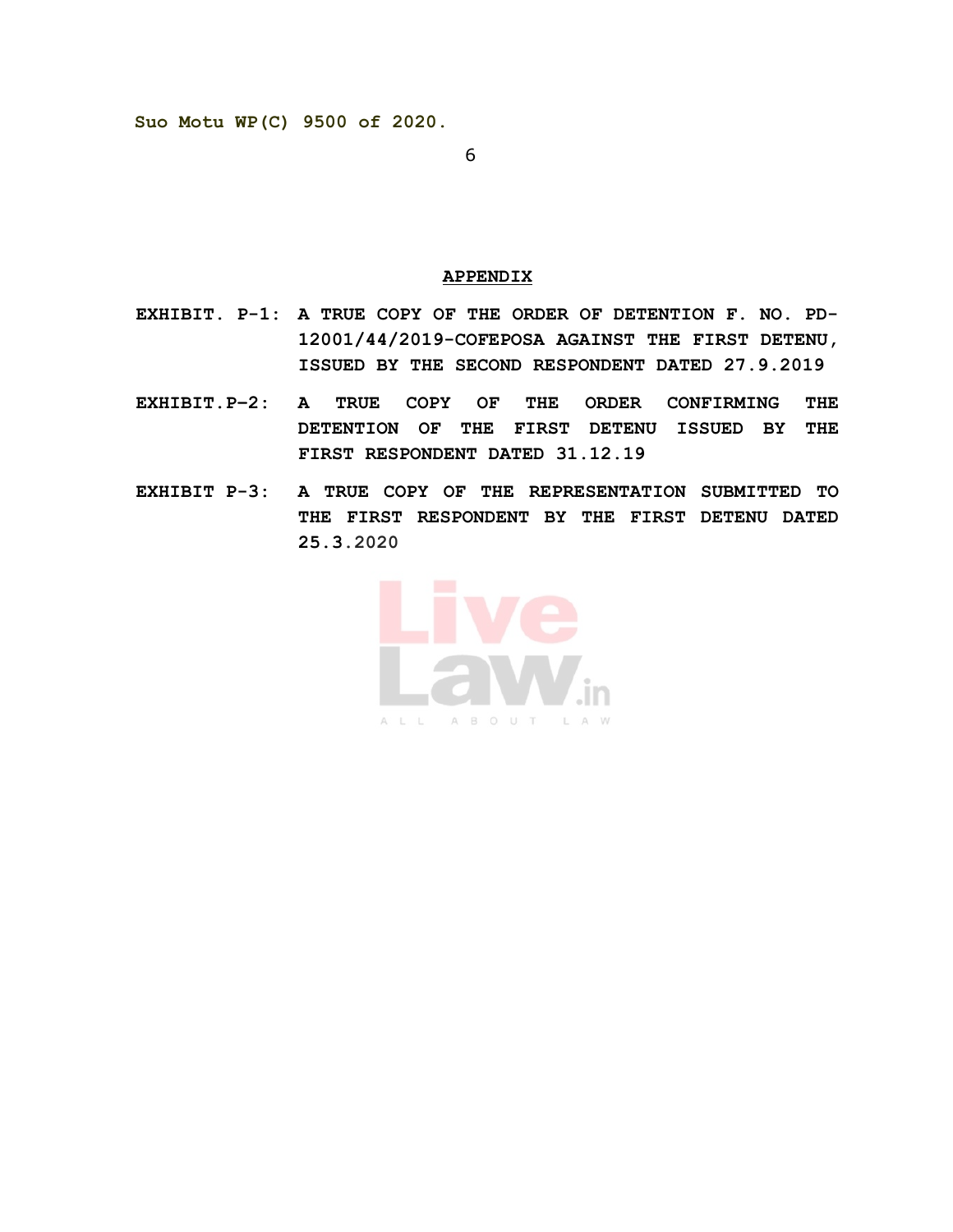## APPENDIX

**EXHIBIT. P-1:** A TRUE COPY OF THE ORDER OF DETENTION F. NO. PD-12001/44/2019-COFEPOSA AGAINST THE FIRST DETENU, ISSUED BY THE SECOND RESPONDENT DATED 27.9.2019

**EXHIBIT.P–2:** A TRUE COPY OF THE ORDER CONFIRMING THE DETENTION OF THE FIRST DETENU ISSUED BY THE FIRST RESPONDENT DATED 31.12.19

**EXHIBIT P-3:** A TRUE COPY OF THE REPRESENTATION SUBMITTED TO THE FIRST RESPONDENT BY THE FIRST DETENU DATED 25.3.2020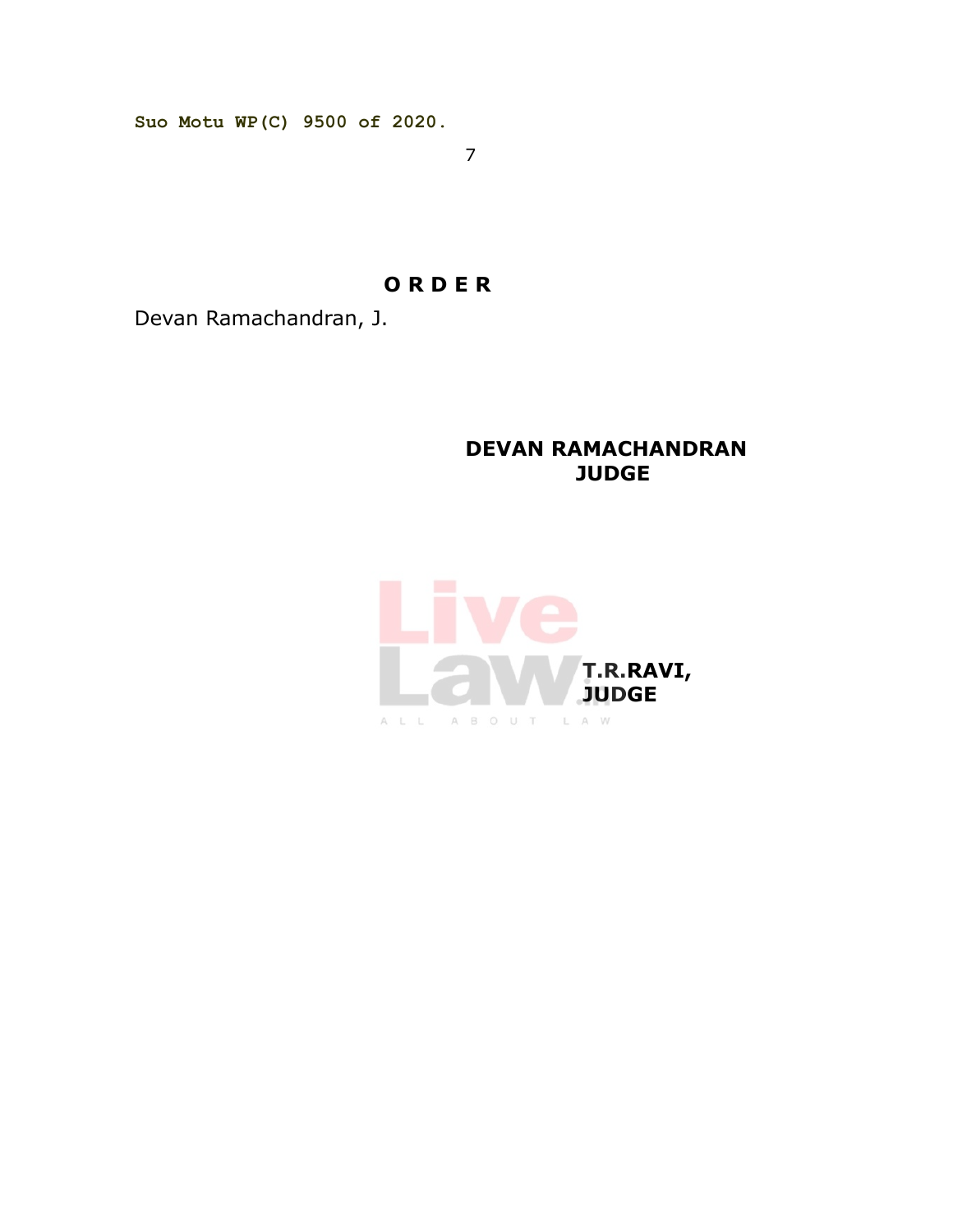**O R D E R**

Devan Ramachandran, J.

**DEVAN RAMACHANDRAN**
**JUDGE**

**T.R.RAVI,**
**JUDGE**